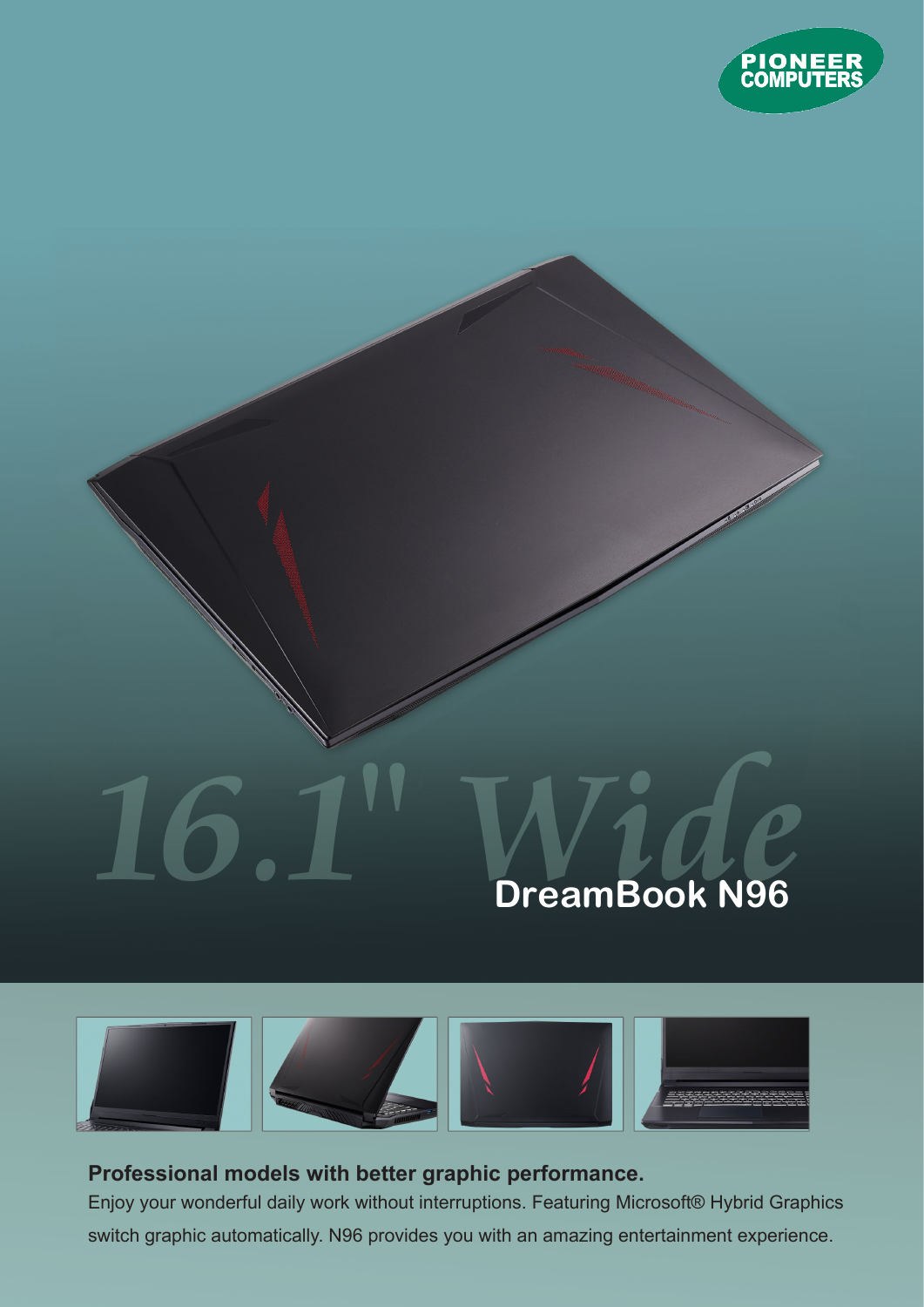PIONEER COMPUTERS

# 16.1" Wide

## DreamBook N96

**Professional models with better graphic performance.**

Enjoy your wonderful daily work without interruptions. Featuring Microsoft® Hybrid Graphics switch graphic automatically. N96 provides you with an amazing entertainment experience.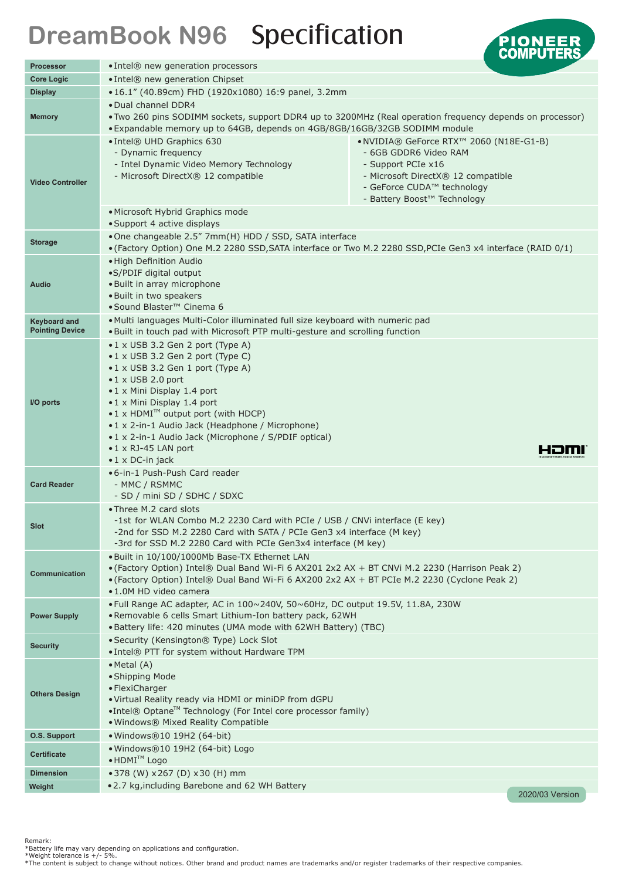# DreamBook N96 Specification

PIONEER COMPUTERS

| | |
|---|---|
| **Processor** | • Intel® new generation processors |
| **Core Logic** | • Intel® new generation Chipset |
| **Display** | • 16.1" (40.89cm) FHD (1920x1080) 16:9 panel, 3.2mm |
| **Memory** | • Dual channel DDR4<br>• Two 260 pins SODIMM sockets, support DDR4 up to 3200MHz (Real operation frequency depends on processor)<br>• Expandable memory up to 64GB, depends on 4GB/8GB/16GB/32GB SODIMM module |
| **Video Controller** | • Intel® UHD Graphics 630<br>- Dynamic frequency<br>- Intel Dynamic Video Memory Technology<br>- Microsoft DirectX® 12 compatible<br>• NVIDIA® GeForce RTX™ 2060 (N18E-G1-B)<br>- 6GB GDDR6 Video RAM<br>- Support PCIe x16<br>- Microsoft DirectX® 12 compatible<br>- GeForce CUDA™ technology<br>- Battery Boost™ Technology<br>• Microsoft Hybrid Graphics mode<br>• Support 4 active displays |
| **Storage** | • One changeable 2.5" 7mm(H) HDD / SSD, SATA interface<br>• (Factory Option) One M.2 2280 SSD,SATA interface or Two M.2 2280 SSD,PCIe Gen3 x4 interface (RAID 0/1) |
| **Audio** | • High Definition Audio<br>• S/PDIF digital output<br>• Built in array microphone<br>• Built in two speakers<br>• Sound Blaster™ Cinema 6 |
| **Keyboard and Pointing Device** | • Multi languages Multi-Color illuminated full size keyboard with numeric pad<br>• Built in touch pad with Microsoft PTP multi-gesture and scrolling function |
| **I/O ports** | • 1 x USB 3.2 Gen 2 port (Type A)<br>• 1 x USB 3.2 Gen 2 port (Type C)<br>• 1 x USB 3.2 Gen 1 port (Type A)<br>• 1 x USB 2.0 port<br>• 1 x Mini Display 1.4 port<br>• 1 x Mini Display 1.4 port<br>• 1 x HDMI™ output port (with HDCP)<br>• 1 x 2-in-1 Audio Jack (Headphone / Microphone)<br>• 1 x 2-in-1 Audio Jack (Microphone / S/PDIF optical)<br>• 1 x RJ-45 LAN port<br>• 1 x DC-in jack |
| **Card Reader** | • 6-in-1 Push-Push Card reader<br>- MMC / RSMMC<br>- SD / mini SD / SDHC / SDXC |
| **Slot** | • Three M.2 card slots<br>-1st for WLAN Combo M.2 2230 Card with PCIe / USB / CNVi interface (E key)<br>-2nd for SSD M.2 2280 Card with SATA / PCIe Gen3 x4 interface (M key)<br>-3rd for SSD M.2 2280 Card with PCIe Gen3x4 interface (M key) |
| **Communication** | • Built in 10/100/1000Mb Base-TX Ethernet LAN<br>• (Factory Option) Intel® Dual Band Wi-Fi 6 AX201 2x2 AX + BT CNVi M.2 2230 (Harrison Peak 2)<br>• (Factory Option) Intel® Dual Band Wi-Fi 6 AX200 2x2 AX + BT PCIe M.2 2230 (Cyclone Peak 2)<br>• 1.0M HD video camera |
| **Power Supply** | • Full Range AC adapter, AC in 100~240V, 50~60Hz, DC output 19.5V, 11.8A, 230W<br>• Removable 6 cells Smart Lithium-Ion battery pack, 62WH<br>• Battery life: 420 minutes (UMA mode with 62WH Battery) (TBC) |
| **Security** | • Security (Kensington® Type) Lock Slot<br>• Intel® PTT for system without Hardware TPM |
| **Others Design** | • Metal (A)<br>• Shipping Mode<br>• FlexiCharger<br>• Virtual Reality ready via HDMI or miniDP from dGPU<br>• Intel® Optane™ Technology (For Intel core processor family)<br>• Windows® Mixed Reality Compatible |
| **O.S. Support** | • Windows®10 19H2 (64-bit) |
| **Certificate** | • Windows®10 19H2 (64-bit) Logo<br>• HDMI™ Logo |
| **Dimension** | • 378 (W) x267 (D) x30 (H) mm |
| **Weight** | • 2.7 kg,including Barebone and 62 WH Battery |

2020/03 Version

Remark:
*Battery life may vary depending on applications and configuration.
*Weight tolerance is +/- 5%.
*The content is subject to change without notices. Other brand and product names are trademarks and/or register trademarks of their respective companies.